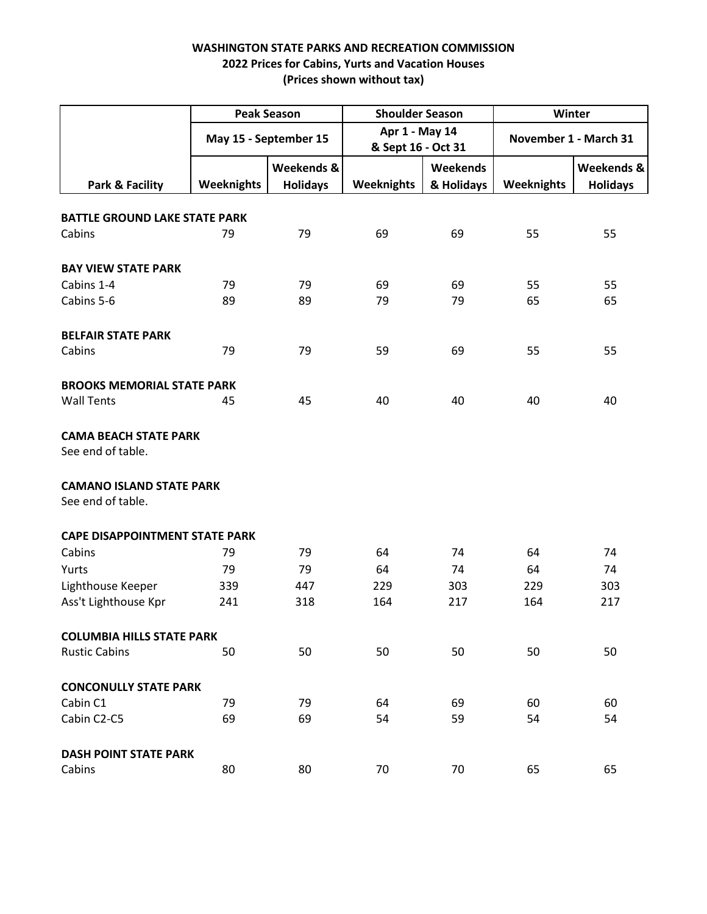**WASHINGTON STATE PARKS AND RECREATION COMMISSION**
**2022 Prices for Cabins, Yurts and Vacation Houses**
**(Prices shown without tax)**

| | Peak Season | | Shoulder Season | | Winter | |
|---|---|---|---|---|---|---|
| | May 15 - September 15 | | Apr 1 - May 14 & Sept 16 - Oct 31 | | November 1 - March 31 | |
| Park & Facility | Weeknights | Weekends & Holidays | Weeknights | Weekends & Holidays | Weeknights | Weekends & Holidays |
| **BATTLE GROUND LAKE STATE PARK** | | | | | | |
| Cabins | 79 | 79 | 69 | 69 | 55 | 55 |
| **BAY VIEW STATE PARK** | | | | | | |
| Cabins 1-4 | 79 | 79 | 69 | 69 | 55 | 55 |
| Cabins 5-6 | 89 | 89 | 79 | 79 | 65 | 65 |
| **BELFAIR STATE PARK** | | | | | | |
| Cabins | 79 | 79 | 59 | 69 | 55 | 55 |
| **BROOKS MEMORIAL STATE PARK** | | | | | | |
| Wall Tents | 45 | 45 | 40 | 40 | 40 | 40 |
| **CAMA BEACH STATE PARK** | | | | | | |
| See end of table. | | | | | | |
| **CAMANO ISLAND STATE PARK** | | | | | | |
| See end of table. | | | | | | |
| **CAPE DISAPPOINTMENT STATE PARK** | | | | | | |
| Cabins | 79 | 79 | 64 | 74 | 64 | 74 |
| Yurts | 79 | 79 | 64 | 74 | 64 | 74 |
| Lighthouse Keeper | 339 | 447 | 229 | 303 | 229 | 303 |
| Ass't Lighthouse Kpr | 241 | 318 | 164 | 217 | 164 | 217 |
| **COLUMBIA HILLS STATE PARK** | | | | | | |
| Rustic Cabins | 50 | 50 | 50 | 50 | 50 | 50 |
| **CONCONULLY STATE PARK** | | | | | | |
| Cabin C1 | 79 | 79 | 64 | 69 | 60 | 60 |
| Cabin C2-C5 | 69 | 69 | 54 | 59 | 54 | 54 |
| **DASH POINT STATE PARK** | | | | | | |
| Cabins | 80 | 80 | 70 | 70 | 65 | 65 |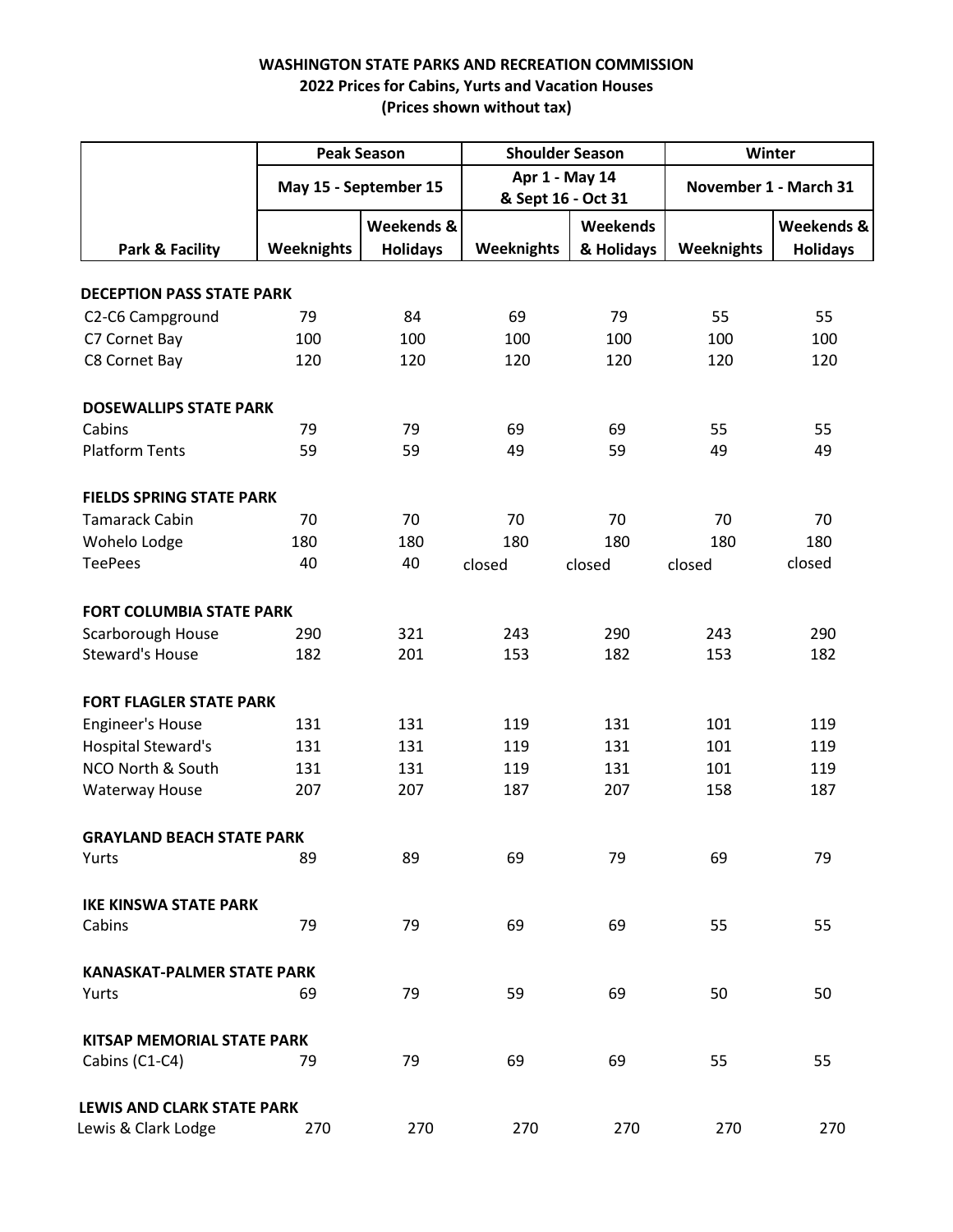**WASHINGTON STATE PARKS AND RECREATION COMMISSION**
**2022 Prices for Cabins, Yurts and Vacation Houses**
**(Prices shown without tax)**

| | Peak Season | | Shoulder Season | | Winter | |
|---|---|---|---|---|---|---|
| | May 15 - September 15 | | Apr 1 - May 14 & Sept 16 - Oct 31 | | November 1 - March 31 | |
| Park & Facility | Weeknights | Weekends & Holidays | Weeknights | Weekends & Holidays | Weeknights | Weekends & Holidays |
| **DECEPTION PASS STATE PARK** | | | | | | |
| C2-C6 Campground | 79 | 84 | 69 | 79 | 55 | 55 |
| C7 Cornet Bay | 100 | 100 | 100 | 100 | 100 | 100 |
| C8 Cornet Bay | 120 | 120 | 120 | 120 | 120 | 120 |
| **DOSEWALLIPS STATE PARK** | | | | | | |
| Cabins | 79 | 79 | 69 | 69 | 55 | 55 |
| Platform Tents | 59 | 59 | 49 | 59 | 49 | 49 |
| **FIELDS SPRING STATE PARK** | | | | | | |
| Tamarack Cabin | 70 | 70 | 70 | 70 | 70 | 70 |
| Wohelo Lodge | 180 | 180 | 180 | 180 | 180 | 180 |
| TeePees | 40 | 40 | closed | closed | closed | closed |
| **FORT COLUMBIA STATE PARK** | | | | | | |
| Scarborough House | 290 | 321 | 243 | 290 | 243 | 290 |
| Steward's House | 182 | 201 | 153 | 182 | 153 | 182 |
| **FORT FLAGLER STATE PARK** | | | | | | |
| Engineer's House | 131 | 131 | 119 | 131 | 101 | 119 |
| Hospital Steward's | 131 | 131 | 119 | 131 | 101 | 119 |
| NCO North & South | 131 | 131 | 119 | 131 | 101 | 119 |
| Waterway House | 207 | 207 | 187 | 207 | 158 | 187 |
| **GRAYLAND BEACH STATE PARK** | | | | | | |
| Yurts | 89 | 89 | 69 | 79 | 69 | 79 |
| **IKE KINSWA STATE PARK** | | | | | | |
| Cabins | 79 | 79 | 69 | 69 | 55 | 55 |
| **KANASKAT-PALMER STATE PARK** | | | | | | |
| Yurts | 69 | 79 | 59 | 69 | 50 | 50 |
| **KITSAP MEMORIAL STATE PARK** | | | | | | |
| Cabins (C1-C4) | 79 | 79 | 69 | 69 | 55 | 55 |
| **LEWIS AND CLARK STATE PARK** | | | | | | |
| Lewis & Clark Lodge | 270 | 270 | 270 | 270 | 270 | 270 |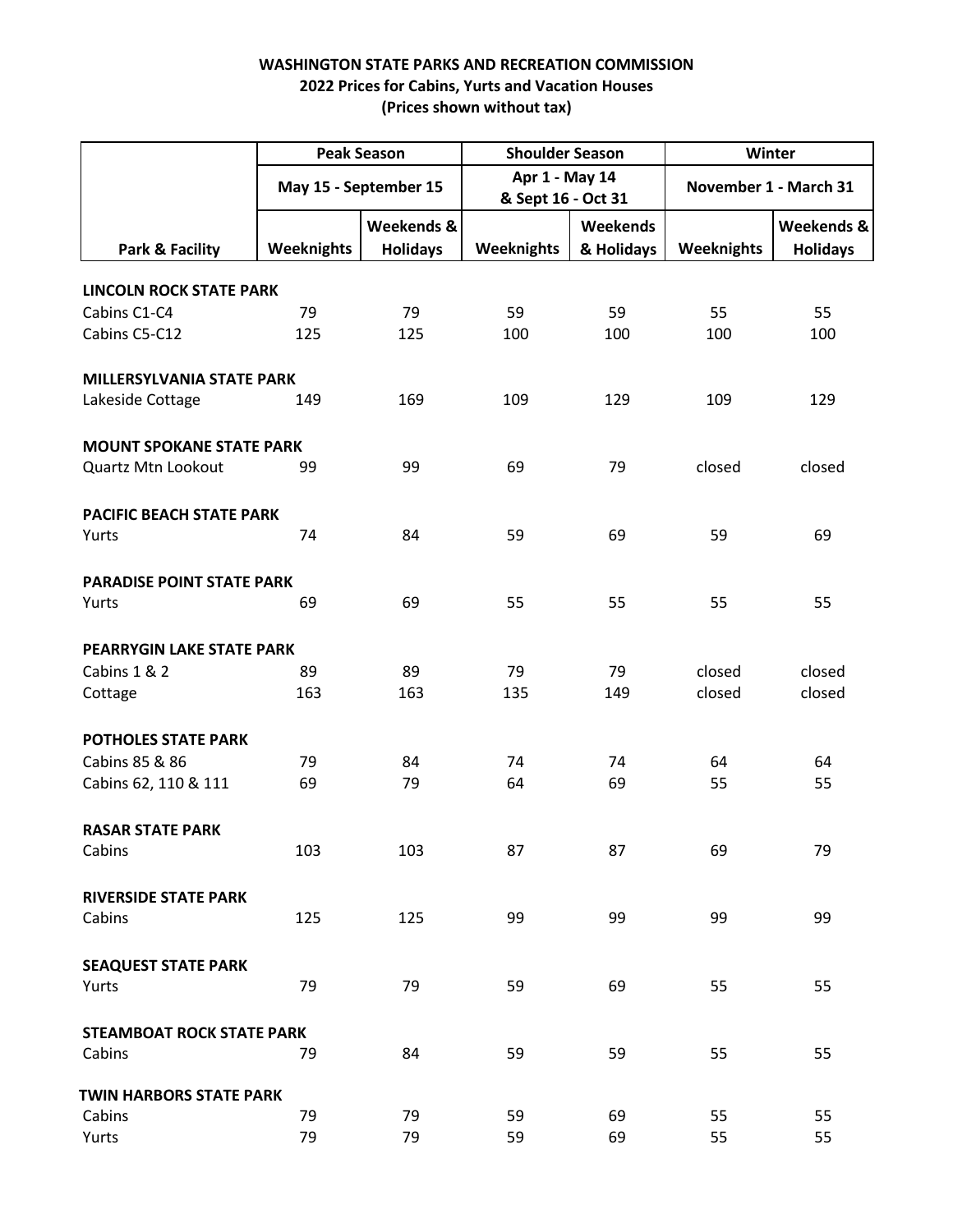**WASHINGTON STATE PARKS AND RECREATION COMMISSION**
**2022 Prices for Cabins, Yurts and Vacation Houses**
**(Prices shown without tax)**

| | Peak Season | | Shoulder Season | | Winter | |
|---|---|---|---|---|---|---|
| | May 15 - September 15 | | Apr 1 - May 14 & Sept 16 - Oct 31 | | November 1 - March 31 | |
| Park & Facility | Weeknights | Weekends & Holidays | Weeknights | Weekends & Holidays | Weeknights | Weekends & Holidays |
| **LINCOLN ROCK STATE PARK** | | | | | | |
| Cabins C1-C4 | 79 | 79 | 59 | 59 | 55 | 55 |
| Cabins C5-C12 | 125 | 125 | 100 | 100 | 100 | 100 |
| **MILLERSYLVANIA STATE PARK** | | | | | | |
| Lakeside Cottage | 149 | 169 | 109 | 129 | 109 | 129 |
| **MOUNT SPOKANE STATE PARK** | | | | | | |
| Quartz Mtn Lookout | 99 | 99 | 69 | 79 | closed | closed |
| **PACIFIC BEACH STATE PARK** | | | | | | |
| Yurts | 74 | 84 | 59 | 69 | 59 | 69 |
| **PARADISE POINT STATE PARK** | | | | | | |
| Yurts | 69 | 69 | 55 | 55 | 55 | 55 |
| **PEARRYGIN LAKE STATE PARK** | | | | | | |
| Cabins 1 & 2 | 89 | 89 | 79 | 79 | closed | closed |
| Cottage | 163 | 163 | 135 | 149 | closed | closed |
| **POTHOLES STATE PARK** | | | | | | |
| Cabins 85 & 86 | 79 | 84 | 74 | 74 | 64 | 64 |
| Cabins 62, 110 & 111 | 69 | 79 | 64 | 69 | 55 | 55 |
| **RASAR STATE PARK** | | | | | | |
| Cabins | 103 | 103 | 87 | 87 | 69 | 79 |
| **RIVERSIDE STATE PARK** | | | | | | |
| Cabins | 125 | 125 | 99 | 99 | 99 | 99 |
| **SEAQUEST STATE PARK** | | | | | | |
| Yurts | 79 | 79 | 59 | 69 | 55 | 55 |
| **STEAMBOAT ROCK STATE PARK** | | | | | | |
| Cabins | 79 | 84 | 59 | 59 | 55 | 55 |
| **TWIN HARBORS STATE PARK** | | | | | | |
| Cabins | 79 | 79 | 59 | 69 | 55 | 55 |
| Yurts | 79 | 79 | 59 | 69 | 55 | 55 |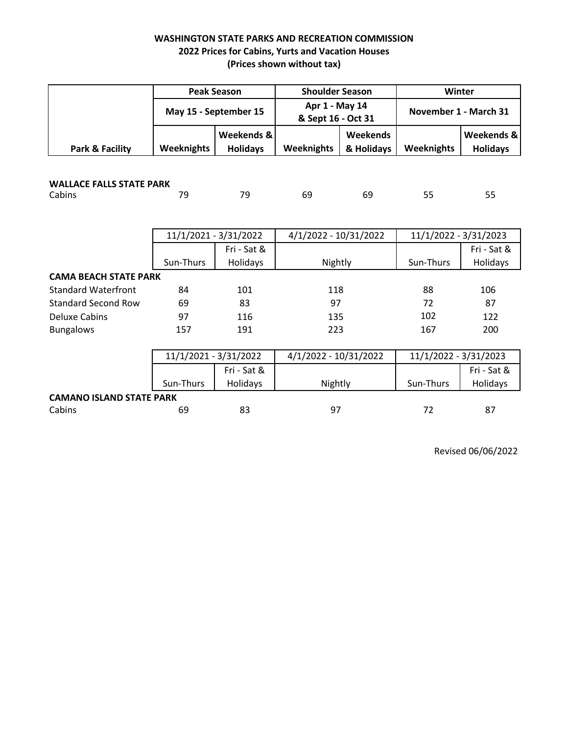**WASHINGTON STATE PARKS AND RECREATION COMMISSION**
**2022 Prices for Cabins, Yurts and Vacation Houses**
**(Prices shown without tax)**

| | Peak Season | | Shoulder Season | | Winter | |
|---|---|---|---|---|---|---|
| | May 15 - September 15 | | Apr 1 - May 14 & Sept 16 - Oct 31 | | November 1 - March 31 | |
| Park & Facility | Weeknights | Weekends & Holidays | Weeknights | Weekends & Holidays | Weeknights | Weekends & Holidays |
| **WALLACE FALLS STATE PARK** | | | | | | |
| Cabins | 79 | 79 | 69 | 69 | 55 | 55 |

| | 11/1/2021 - 3/31/2022 | | 4/1/2022 - 10/31/2022 | 11/1/2022 - 3/31/2023 | |
|---|---|---|---|---|---|
| | Sun-Thurs | Fri - Sat & Holidays | Nightly | Sun-Thurs | Fri - Sat & Holidays |
| **CAMA BEACH STATE PARK** | | | | | |
| Standard Waterfront | 84 | 101 | 118 | 88 | 106 |
| Standard Second Row | 69 | 83 | 97 | 72 | 87 |
| Deluxe Cabins | 97 | 116 | 135 | 102 | 122 |
| Bungalows | 157 | 191 | 223 | 167 | 200 |

| | 11/1/2021 - 3/31/2022 | | 4/1/2022 - 10/31/2022 | 11/1/2022 - 3/31/2023 | |
|---|---|---|---|---|---|
| | Sun-Thurs | Fri - Sat & Holidays | Nightly | Sun-Thurs | Fri - Sat & Holidays |
| **CAMANO ISLAND STATE PARK** | | | | | |
| Cabins | 69 | 83 | 97 | 72 | 87 |

Revised 06/06/2022